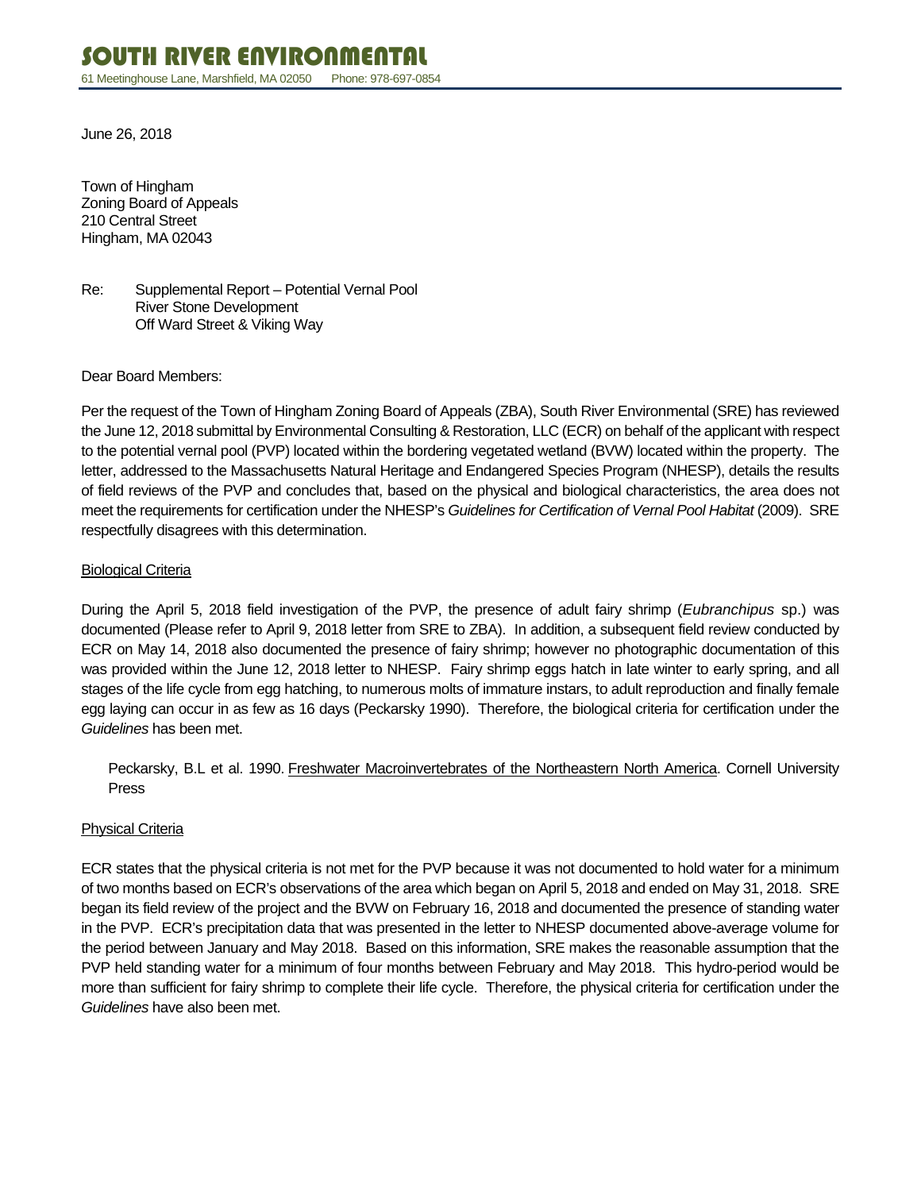# SOUTH RIVER ENVIRONMENTAL

61 Meetinghouse Lane, Marshfield, MA 02050 Phone: 978-697-0854

June 26, 2018

Town of Hingham
Zoning Board of Appeals
210 Central Street
Hingham, MA 02043

Re: Supplemental Report – Potential Vernal Pool
River Stone Development
Off Ward Street & Viking Way

Dear Board Members:

Per the request of the Town of Hingham Zoning Board of Appeals (ZBA), South River Environmental (SRE) has reviewed the June 12, 2018 submittal by Environmental Consulting & Restoration, LLC (ECR) on behalf of the applicant with respect to the potential vernal pool (PVP) located within the bordering vegetated wetland (BVW) located within the property. The letter, addressed to the Massachusetts Natural Heritage and Endangered Species Program (NHESP), details the results of field reviews of the PVP and concludes that, based on the physical and biological characteristics, the area does not meet the requirements for certification under the NHESP's *Guidelines for Certification of Vernal Pool Habitat* (2009). SRE respectfully disagrees with this determination.

<u>Biological Criteria</u>

During the April 5, 2018 field investigation of the PVP, the presence of adult fairy shrimp (*Eubranchipus* sp.) was documented (Please refer to April 9, 2018 letter from SRE to ZBA). In addition, a subsequent field review conducted by ECR on May 14, 2018 also documented the presence of fairy shrimp; however no photographic documentation of this was provided within the June 12, 2018 letter to NHESP. Fairy shrimp eggs hatch in late winter to early spring, and all stages of the life cycle from egg hatching, to numerous molts of immature instars, to adult reproduction and finally female egg laying can occur in as few as 16 days (Peckarsky 1990). Therefore, the biological criteria for certification under the *Guidelines* has been met.

> Peckarsky, B.L et al. 1990. <u>Freshwater Macroinvertebrates of the Northeastern North America</u>. Cornell University Press

<u>Physical Criteria</u>

ECR states that the physical criteria is not met for the PVP because it was not documented to hold water for a minimum of two months based on ECR's observations of the area which began on April 5, 2018 and ended on May 31, 2018. SRE began its field review of the project and the BVW on February 16, 2018 and documented the presence of standing water in the PVP. ECR's precipitation data that was presented in the letter to NHESP documented above-average volume for the period between January and May 2018. Based on this information, SRE makes the reasonable assumption that the PVP held standing water for a minimum of four months between February and May 2018. This hydro-period would be more than sufficient for fairy shrimp to complete their life cycle. Therefore, the physical criteria for certification under the *Guidelines* have also been met.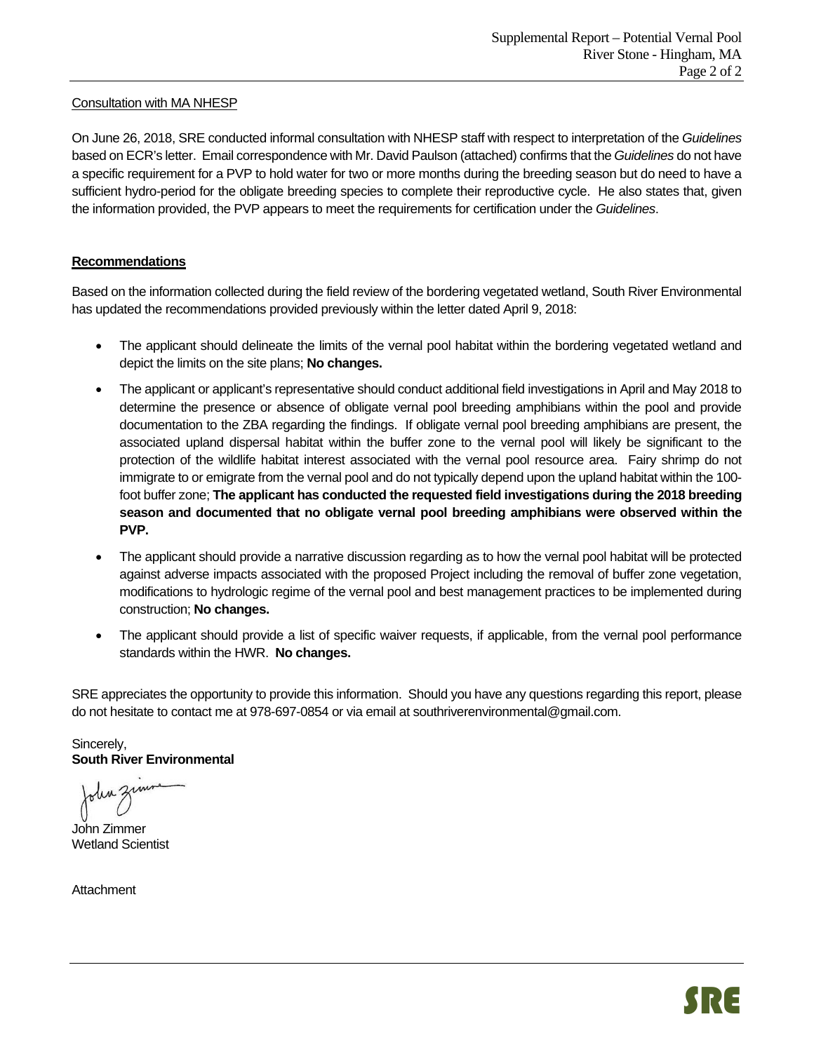Consultation with MA NHESP

On June 26, 2018, SRE conducted informal consultation with NHESP staff with respect to interpretation of the *Guidelines* based on ECR's letter. Email correspondence with Mr. David Paulson (attached) confirms that the *Guidelines* do not have a specific requirement for a PVP to hold water for two or more months during the breeding season but do need to have a sufficient hydro-period for the obligate breeding species to complete their reproductive cycle. He also states that, given the information provided, the PVP appears to meet the requirements for certification under the *Guidelines*.

## Recommendations

Based on the information collected during the field review of the bordering vegetated wetland, South River Environmental has updated the recommendations provided previously within the letter dated April 9, 2018:

- The applicant should delineate the limits of the vernal pool habitat within the bordering vegetated wetland and depict the limits on the site plans; **No changes.**
- The applicant or applicant's representative should conduct additional field investigations in April and May 2018 to determine the presence or absence of obligate vernal pool breeding amphibians within the pool and provide documentation to the ZBA regarding the findings. If obligate vernal pool breeding amphibians are present, the associated upland dispersal habitat within the buffer zone to the vernal pool will likely be significant to the protection of the wildlife habitat interest associated with the vernal pool resource area. Fairy shrimp do not immigrate to or emigrate from the vernal pool and do not typically depend upon the upland habitat within the 100-foot buffer zone; **The applicant has conducted the requested field investigations during the 2018 breeding season and documented that no obligate vernal pool breeding amphibians were observed within the PVP.**
- The applicant should provide a narrative discussion regarding as to how the vernal pool habitat will be protected against adverse impacts associated with the proposed Project including the removal of buffer zone vegetation, modifications to hydrologic regime of the vernal pool and best management practices to be implemented during construction; **No changes.**
- The applicant should provide a list of specific waiver requests, if applicable, from the vernal pool performance standards within the HWR. **No changes.**

SRE appreciates the opportunity to provide this information. Should you have any questions regarding this report, please do not hesitate to contact me at 978-697-0854 or via email at southriverenvironmental@gmail.com.

Sincerely,
**South River Environmental**

John Zimmer
Wetland Scientist

Attachment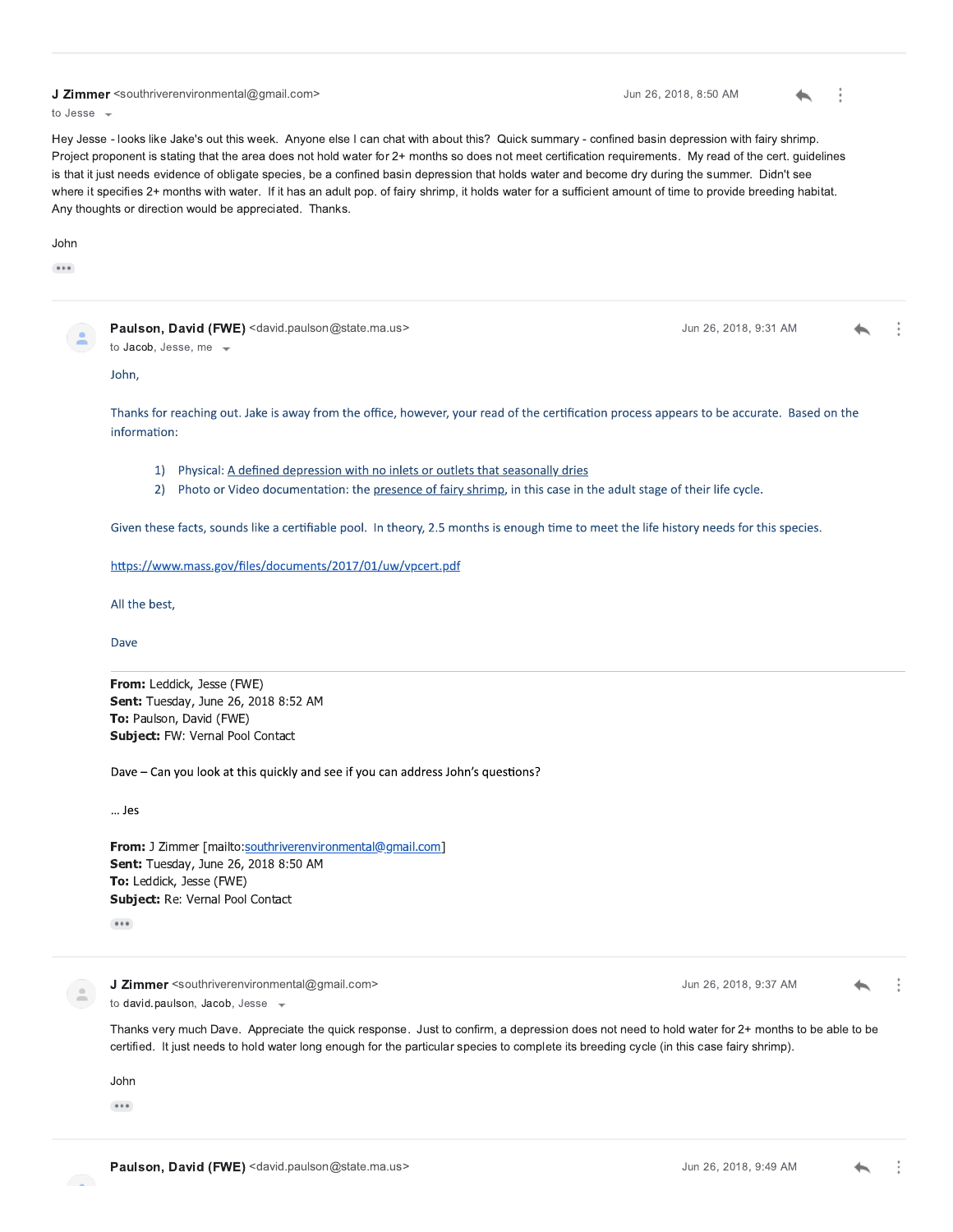**J Zimmer** <southriverenvironmental@gmail.com>  
to Jesse

Jun 26, 2018, 8:50 AM

Hey Jesse - looks like Jake's out this week. Anyone else I can chat with about this? Quick summary - confined basin depression with fairy shrimp. Project proponent is stating that the area does not hold water for 2+ months so does not meet certification requirements. My read of the cert. guidelines is that it just needs evidence of obligate species, be a confined basin depression that holds water and become dry during the summer. Didn't see where it specifies 2+ months with water. If it has an adult pop. of fairy shrimp, it holds water for a sufficient amount of time to provide breeding habitat. Any thoughts or direction would be appreciated. Thanks.

John

---

**Paulson, David (FWE)** <david.paulson@state.ma.us>  
to Jacob, Jesse, me

Jun 26, 2018, 9:31 AM

John,

Thanks for reaching out. Jake is away from the office, however, your read of the certification process appears to be accurate. Based on the information:

1) Physical: A defined depression with no inlets or outlets that seasonally dries
2) Photo or Video documentation: the presence of fairy shrimp, in this case in the adult stage of their life cycle.

Given these facts, sounds like a certifiable pool. In theory, 2.5 months is enough time to meet the life history needs for this species.

https://www.mass.gov/files/documents/2017/01/uw/vpcert.pdf

All the best,

Dave

**From:** Leddick, Jesse (FWE)  
**Sent:** Tuesday, June 26, 2018 8:52 AM  
**To:** Paulson, David (FWE)  
**Subject:** FW: Vernal Pool Contact

Dave – Can you look at this quickly and see if you can address John's questions?

... Jes

**From:** J Zimmer [mailto:southriverenvironmental@gmail.com]  
**Sent:** Tuesday, June 26, 2018 8:50 AM  
**To:** Leddick, Jesse (FWE)  
**Subject:** Re: Vernal Pool Contact

---

**J Zimmer** <southriverenvironmental@gmail.com>  
to david.paulson, Jacob, Jesse

Jun 26, 2018, 9:37 AM

Thanks very much Dave. Appreciate the quick response. Just to confirm, a depression does not need to hold water for 2+ months to be able to be certified. It just needs to hold water long enough for the particular species to complete its breeding cycle (in this case fairy shrimp).

John

---

**Paulson, David (FWE)** <david.paulson@state.ma.us>

Jun 26, 2018, 9:49 AM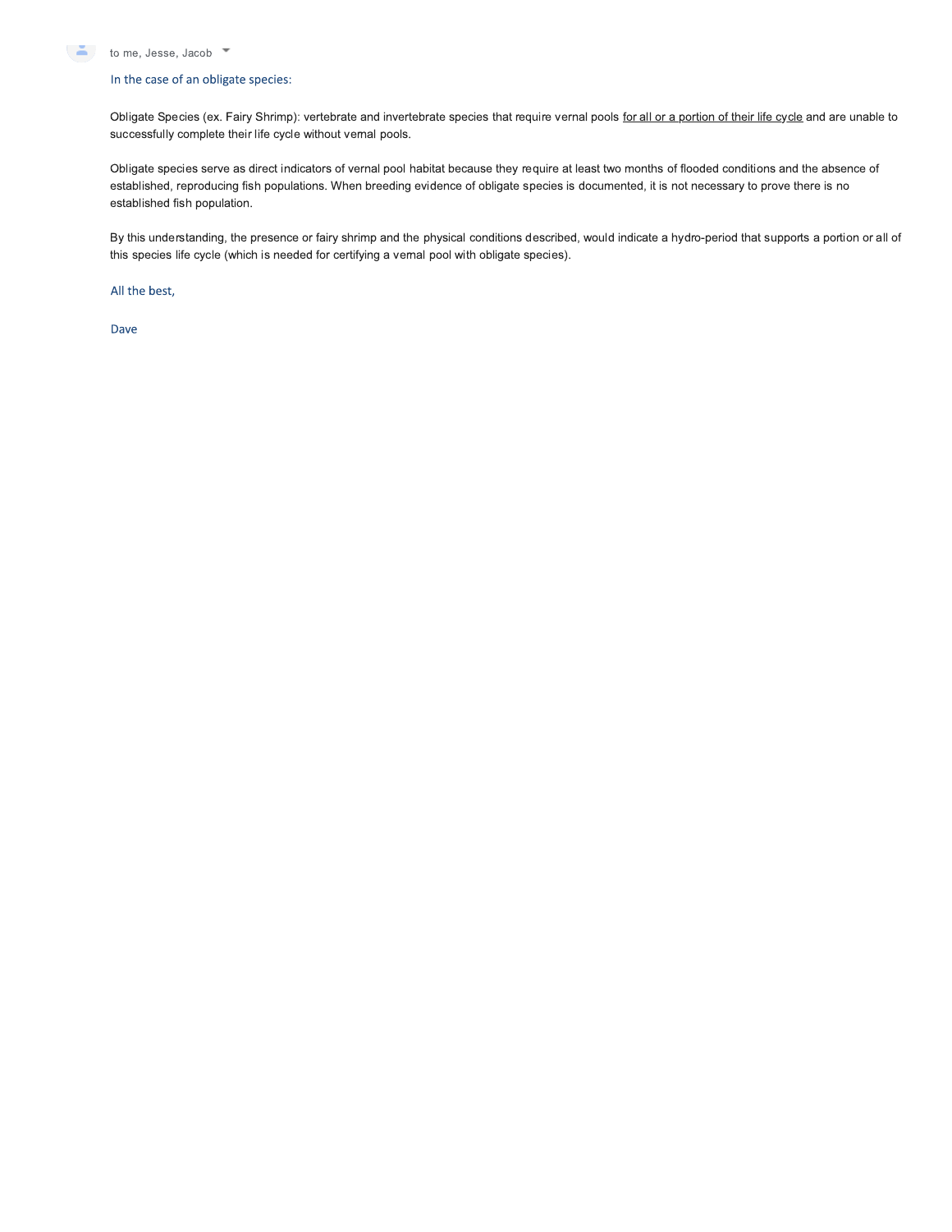to me, Jesse, Jacob

In the case of an obligate species:

Obligate Species (ex. Fairy Shrimp): vertebrate and invertebrate species that require vernal pools <u>for all or a portion of their life cycle</u> and are unable to successfully complete their life cycle without vernal pools.

Obligate species serve as direct indicators of vernal pool habitat because they require at least two months of flooded conditions and the absence of established, reproducing fish populations. When breeding evidence of obligate species is documented, it is not necessary to prove there is no established fish population.

By this understanding, the presence or fairy shrimp and the physical conditions described, would indicate a hydro-period that supports a portion or all of this species life cycle (which is needed for certifying a vernal pool with obligate species).

All the best,

Dave